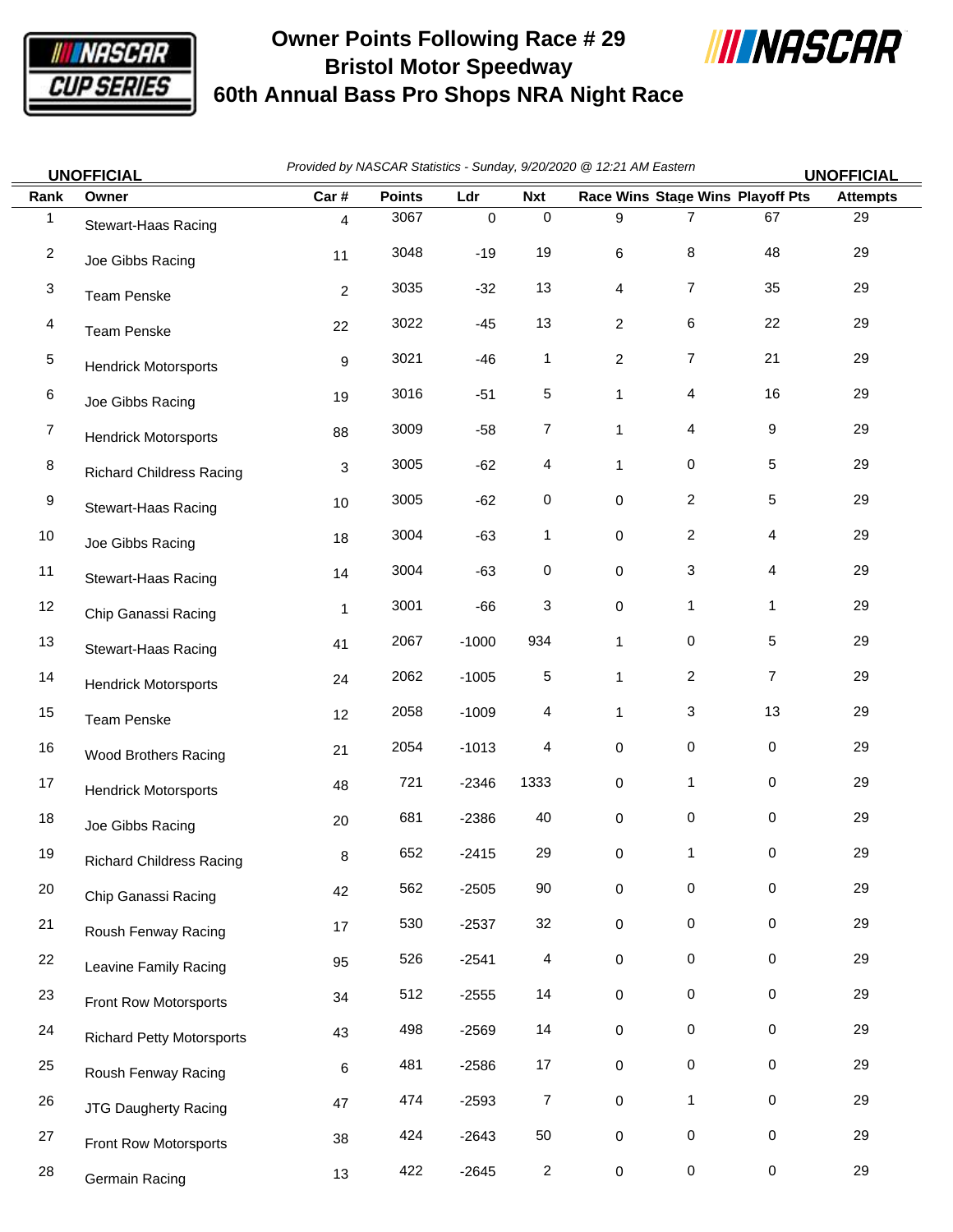# Owner Points Following Race # 29
## Bristol Motor Speedway
## 60th Annual Bass Pro Shops NRA Night Race

**UNOFFICIAL** *Provided by NASCAR Statistics - Sunday, 9/20/2020 @ 12:21 AM Eastern* **UNOFFICIAL**

| Rank | Owner | Car # | Points | Ldr | Nxt | Race Wins | Stage Wins | Playoff Pts | Attempts |
|---|---|---|---|---|---|---|---|---|---|
| 1 | Stewart-Haas Racing | 4 | 3067 | 0 | 0 | 9 | 7 | 67 | 29 |
| 2 | Joe Gibbs Racing | 11 | 3048 | -19 | 19 | 6 | 8 | 48 | 29 |
| 3 | Team Penske | 2 | 3035 | -32 | 13 | 4 | 7 | 35 | 29 |
| 4 | Team Penske | 22 | 3022 | -45 | 13 | 2 | 6 | 22 | 29 |
| 5 | Hendrick Motorsports | 9 | 3021 | -46 | 1 | 2 | 7 | 21 | 29 |
| 6 | Joe Gibbs Racing | 19 | 3016 | -51 | 5 | 1 | 4 | 16 | 29 |
| 7 | Hendrick Motorsports | 88 | 3009 | -58 | 7 | 1 | 4 | 9 | 29 |
| 8 | Richard Childress Racing | 3 | 3005 | -62 | 4 | 1 | 0 | 5 | 29 |
| 9 | Stewart-Haas Racing | 10 | 3005 | -62 | 0 | 0 | 2 | 5 | 29 |
| 10 | Joe Gibbs Racing | 18 | 3004 | -63 | 1 | 0 | 2 | 4 | 29 |
| 11 | Stewart-Haas Racing | 14 | 3004 | -63 | 0 | 0 | 3 | 4 | 29 |
| 12 | Chip Ganassi Racing | 1 | 3001 | -66 | 3 | 0 | 1 | 1 | 29 |
| 13 | Stewart-Haas Racing | 41 | 2067 | -1000 | 934 | 1 | 0 | 5 | 29 |
| 14 | Hendrick Motorsports | 24 | 2062 | -1005 | 5 | 1 | 2 | 7 | 29 |
| 15 | Team Penske | 12 | 2058 | -1009 | 4 | 1 | 3 | 13 | 29 |
| 16 | Wood Brothers Racing | 21 | 2054 | -1013 | 4 | 0 | 0 | 0 | 29 |
| 17 | Hendrick Motorsports | 48 | 721 | -2346 | 1333 | 0 | 1 | 0 | 29 |
| 18 | Joe Gibbs Racing | 20 | 681 | -2386 | 40 | 0 | 0 | 0 | 29 |
| 19 | Richard Childress Racing | 8 | 652 | -2415 | 29 | 0 | 1 | 0 | 29 |
| 20 | Chip Ganassi Racing | 42 | 562 | -2505 | 90 | 0 | 0 | 0 | 29 |
| 21 | Roush Fenway Racing | 17 | 530 | -2537 | 32 | 0 | 0 | 0 | 29 |
| 22 | Leavine Family Racing | 95 | 526 | -2541 | 4 | 0 | 0 | 0 | 29 |
| 23 | Front Row Motorsports | 34 | 512 | -2555 | 14 | 0 | 0 | 0 | 29 |
| 24 | Richard Petty Motorsports | 43 | 498 | -2569 | 14 | 0 | 0 | 0 | 29 |
| 25 | Roush Fenway Racing | 6 | 481 | -2586 | 17 | 0 | 0 | 0 | 29 |
| 26 | JTG Daugherty Racing | 47 | 474 | -2593 | 7 | 0 | 1 | 0 | 29 |
| 27 | Front Row Motorsports | 38 | 424 | -2643 | 50 | 0 | 0 | 0 | 29 |
| 28 | Germain Racing | 13 | 422 | -2645 | 2 | 0 | 0 | 0 | 29 |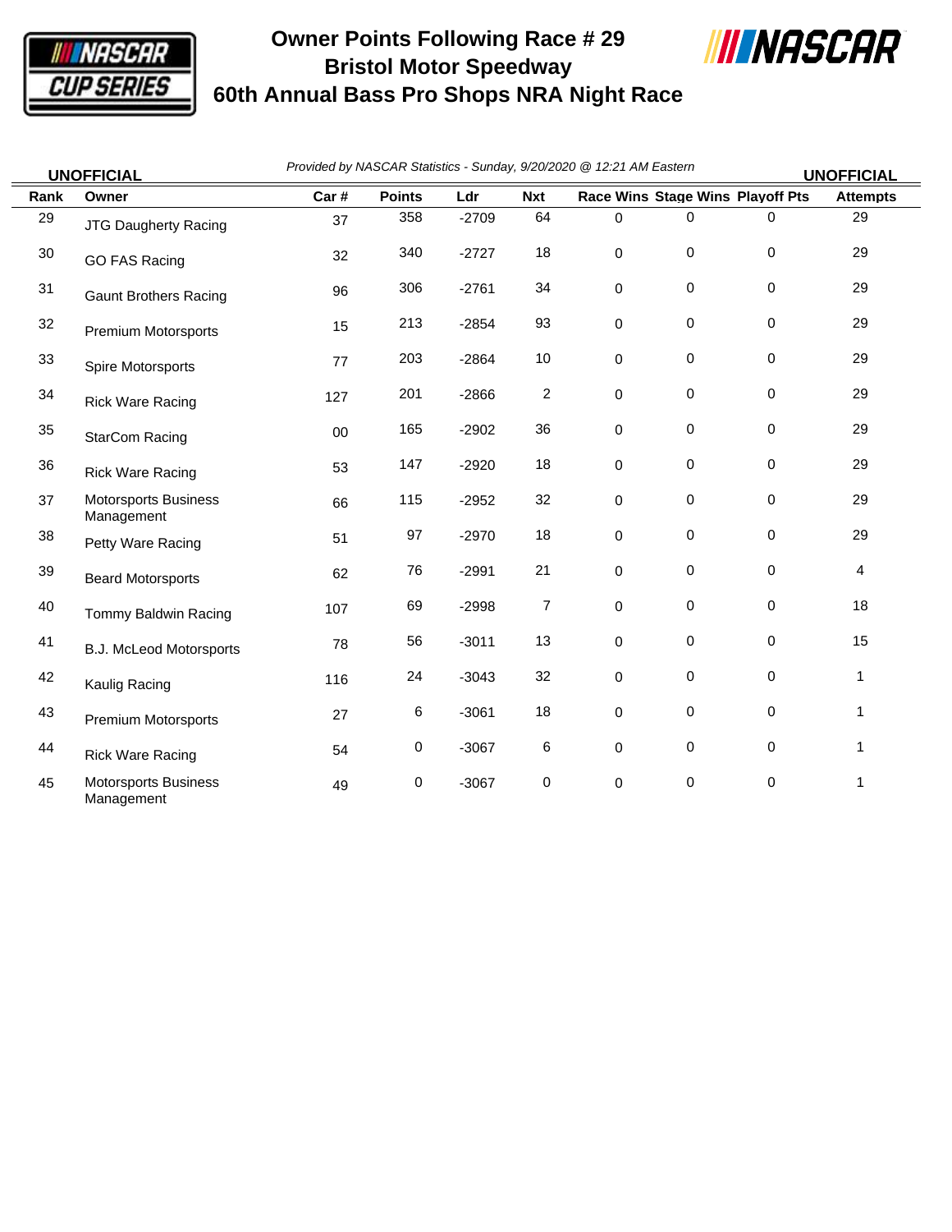# Owner Points Following Race # 29
## Bristol Motor Speedway
## 60th Annual Bass Pro Shops NRA Night Race

UNOFFICIAL

*Provided by NASCAR Statistics - Sunday, 9/20/2020 @ 12:21 AM Eastern*

UNOFFICIAL

| Rank | Owner | Car # | Points | Ldr | Nxt | Race Wins | Stage Wins | Playoff Pts | Attempts |
|---|---|---|---|---|---|---|---|---|---|
| 29 | JTG Daugherty Racing | 37 | 358 | -2709 | 64 | 0 | 0 | 0 | 29 |
| 30 | GO FAS Racing | 32 | 340 | -2727 | 18 | 0 | 0 | 0 | 29 |
| 31 | Gaunt Brothers Racing | 96 | 306 | -2761 | 34 | 0 | 0 | 0 | 29 |
| 32 | Premium Motorsports | 15 | 213 | -2854 | 93 | 0 | 0 | 0 | 29 |
| 33 | Spire Motorsports | 77 | 203 | -2864 | 10 | 0 | 0 | 0 | 29 |
| 34 | Rick Ware Racing | 127 | 201 | -2866 | 2 | 0 | 0 | 0 | 29 |
| 35 | StarCom Racing | 00 | 165 | -2902 | 36 | 0 | 0 | 0 | 29 |
| 36 | Rick Ware Racing | 53 | 147 | -2920 | 18 | 0 | 0 | 0 | 29 |
| 37 | Motorsports Business Management | 66 | 115 | -2952 | 32 | 0 | 0 | 0 | 29 |
| 38 | Petty Ware Racing | 51 | 97 | -2970 | 18 | 0 | 0 | 0 | 29 |
| 39 | Beard Motorsports | 62 | 76 | -2991 | 21 | 0 | 0 | 0 | 4 |
| 40 | Tommy Baldwin Racing | 107 | 69 | -2998 | 7 | 0 | 0 | 0 | 18 |
| 41 | B.J. McLeod Motorsports | 78 | 56 | -3011 | 13 | 0 | 0 | 0 | 15 |
| 42 | Kaulig Racing | 116 | 24 | -3043 | 32 | 0 | 0 | 0 | 1 |
| 43 | Premium Motorsports | 27 | 6 | -3061 | 18 | 0 | 0 | 0 | 1 |
| 44 | Rick Ware Racing | 54 | 0 | -3067 | 6 | 0 | 0 | 0 | 1 |
| 45 | Motorsports Business Management | 49 | 0 | -3067 | 0 | 0 | 0 | 0 | 1 |